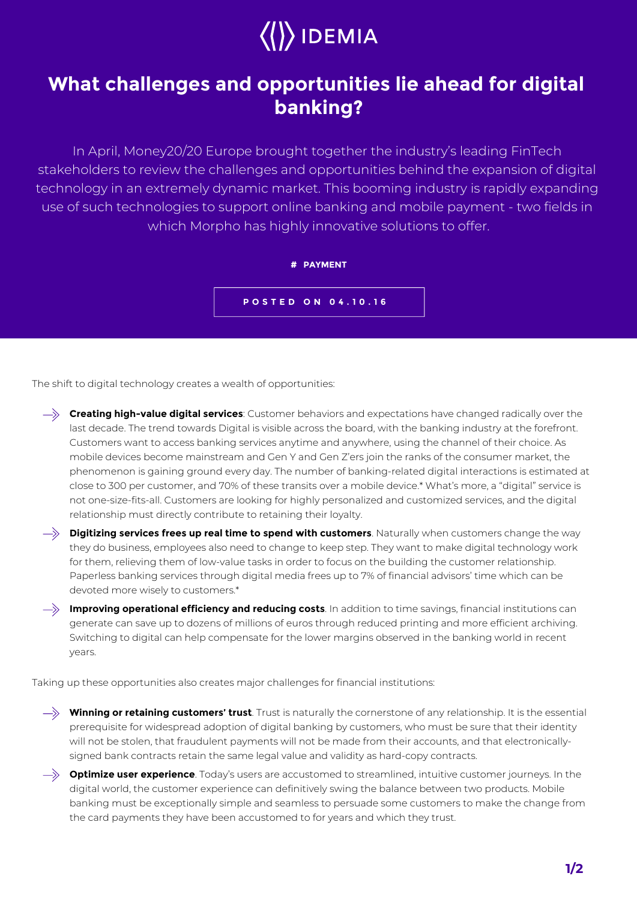IDEMIA

# What challenges and opportunities lie ahead for digital banking?

In April, Money20/20 Europe brought together the industry's leading FinTech stakeholders to review the challenges and opportunities behind the expansion of digital technology in an extremely dynamic market. This booming industry is rapidly expanding use of such technologies to support online banking and mobile payment - two fields in which Morpho has highly innovative solutions to offer.

**# PAYMENT**

**POSTED ON 04.10.16**

The shift to digital technology creates a wealth of opportunities:

- **Creating high-value digital services**: Customer behaviors and expectations have changed radically over the last decade. The trend towards Digital is visible across the board, with the banking industry at the forefront. Customers want to access banking services anytime and anywhere, using the channel of their choice. As mobile devices become mainstream and Gen Y and Gen Z'ers join the ranks of the consumer market, the phenomenon is gaining ground every day. The number of banking-related digital interactions is estimated at close to 300 per customer, and 70% of these transits over a mobile device.* What's more, a "digital" service is not one-size-fits-all. Customers are looking for highly personalized and customized services, and the digital relationship must directly contribute to retaining their loyalty.
- **Digitizing services frees up real time to spend with customers**. Naturally when customers change the way they do business, employees also need to change to keep step. They want to make digital technology work for them, relieving them of low-value tasks in order to focus on the building the customer relationship. Paperless banking services through digital media frees up to 7% of financial advisors' time which can be devoted more wisely to customers.*
- **Improving operational efficiency and reducing costs**. In addition to time savings, financial institutions can generate can save up to dozens of millions of euros through reduced printing and more efficient archiving. Switching to digital can help compensate for the lower margins observed in the banking world in recent years.

Taking up these opportunities also creates major challenges for financial institutions:

- **Winning or retaining customers' trust**. Trust is naturally the cornerstone of any relationship. It is the essential prerequisite for widespread adoption of digital banking by customers, who must be sure that their identity will not be stolen, that fraudulent payments will not be made from their accounts, and that electronically-signed bank contracts retain the same legal value and validity as hard-copy contracts.
- **Optimize user experience**. Today's users are accustomed to streamlined, intuitive customer journeys. In the digital world, the customer experience can definitively swing the balance between two products. Mobile banking must be exceptionally simple and seamless to persuade some customers to make the change from the card payments they have been accustomed to for years and which they trust.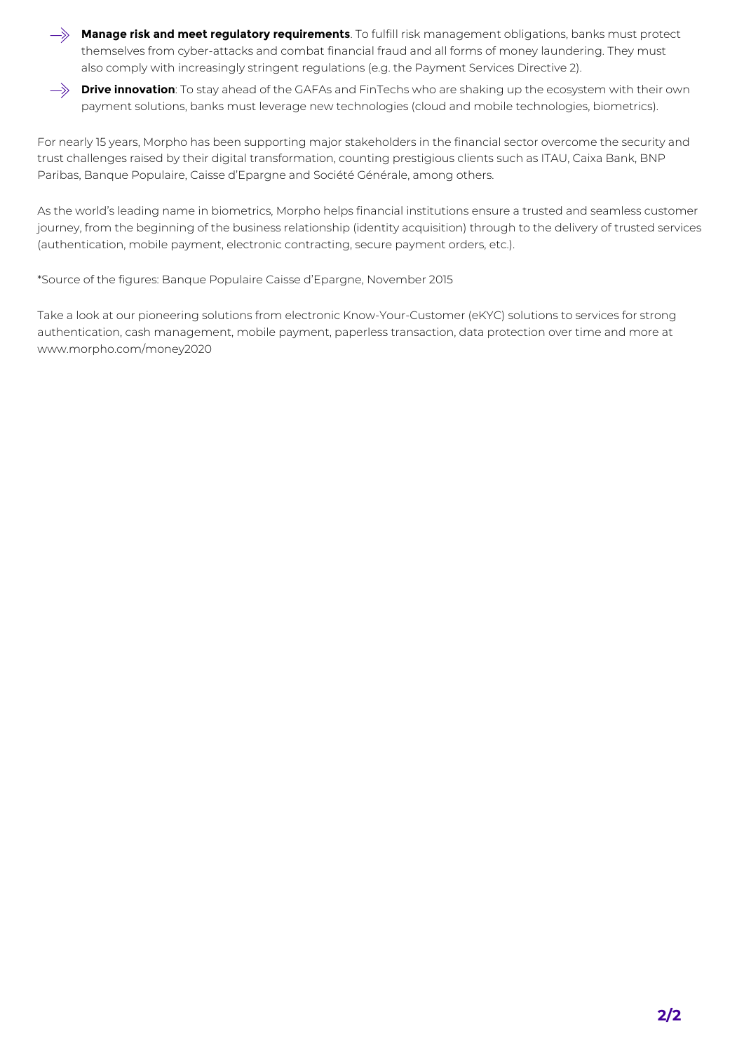- **Manage risk and meet regulatory requirements**. To fulfill risk management obligations, banks must protect themselves from cyber-attacks and combat financial fraud and all forms of money laundering. They must also comply with increasingly stringent regulations (e.g. the Payment Services Directive 2).
- **Drive innovation**: To stay ahead of the GAFAs and FinTechs who are shaking up the ecosystem with their own payment solutions, banks must leverage new technologies (cloud and mobile technologies, biometrics).

For nearly 15 years, Morpho has been supporting major stakeholders in the financial sector overcome the security and trust challenges raised by their digital transformation, counting prestigious clients such as ITAU, Caixa Bank, BNP Paribas, Banque Populaire, Caisse d'Epargne and Société Générale, among others.

As the world's leading name in biometrics, Morpho helps financial institutions ensure a trusted and seamless customer journey, from the beginning of the business relationship (identity acquisition) through to the delivery of trusted services (authentication, mobile payment, electronic contracting, secure payment orders, etc.).

*Source of the figures: Banque Populaire Caisse d'Epargne, November 2015

Take a look at our pioneering solutions from electronic Know-Your-Customer (eKYC) solutions to services for strong authentication, cash management, mobile payment, paperless transaction, data protection over time and more at www.morpho.com/money2020